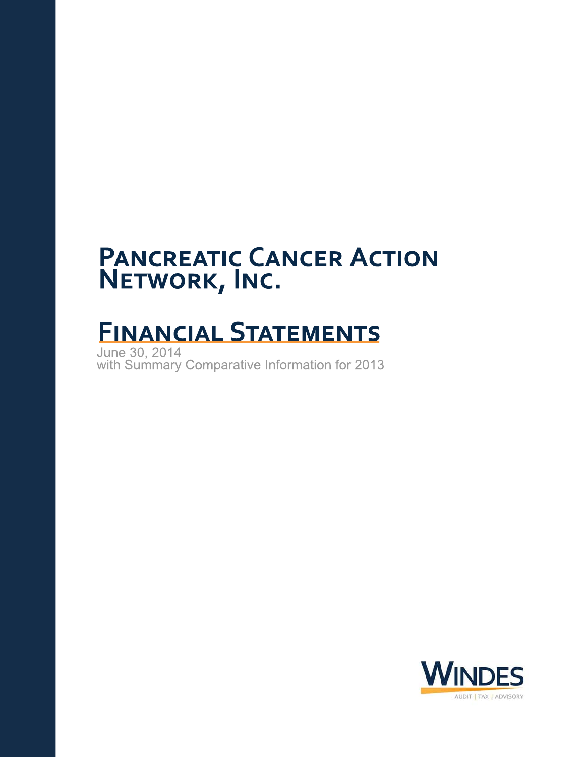# Pancreatic Cancer Action Network, Inc.

## Financial Statements

June 30, 2014
with Summary Comparative Information for 2013

WINDES
AUDIT | TAX | ADVISORY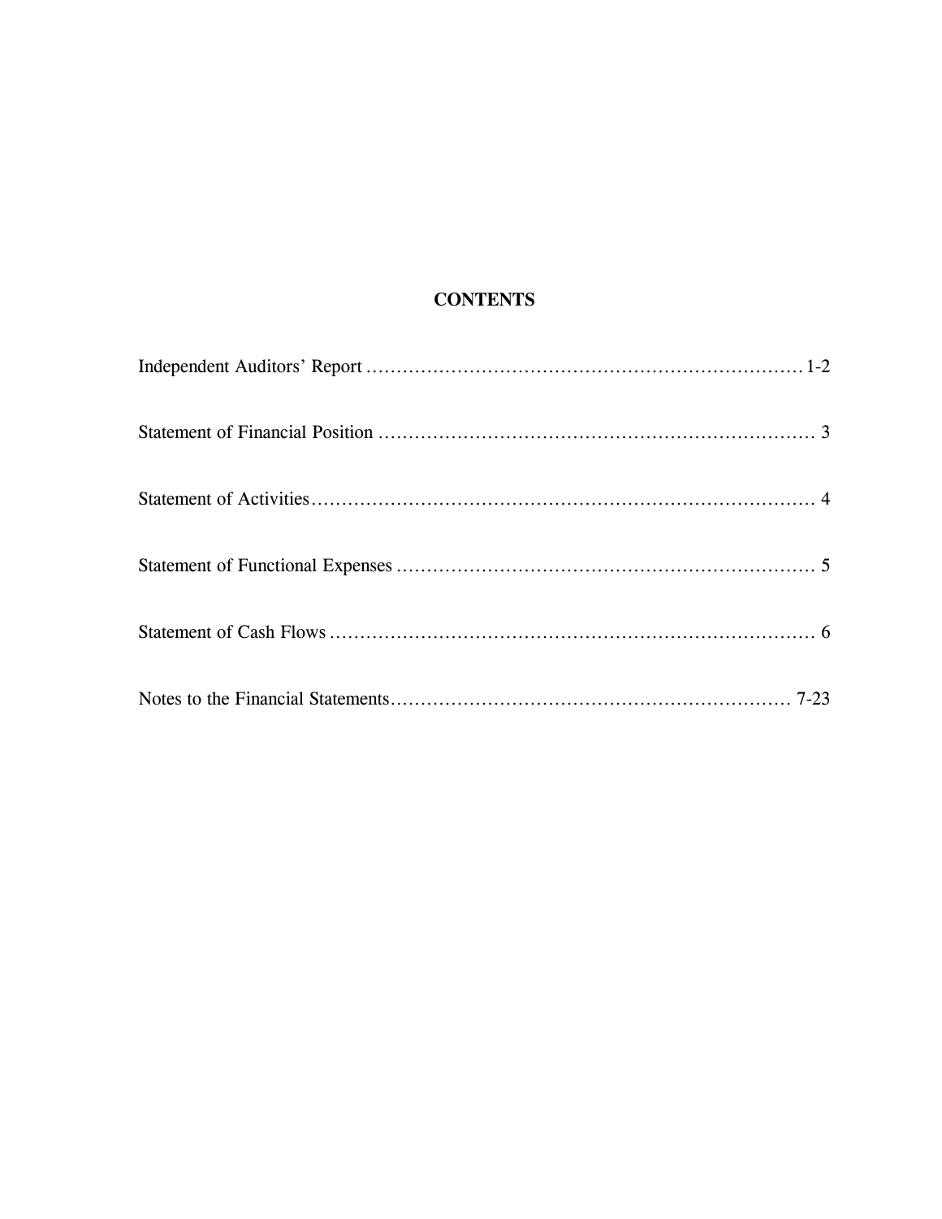# CONTENTS

| | |
|---|---|
| Independent Auditors' Report | 1-2 |
| Statement of Financial Position | 3 |
| Statement of Activities | 4 |
| Statement of Functional Expenses | 5 |
| Statement of Cash Flows | 6 |
| Notes to the Financial Statements | 7-23 |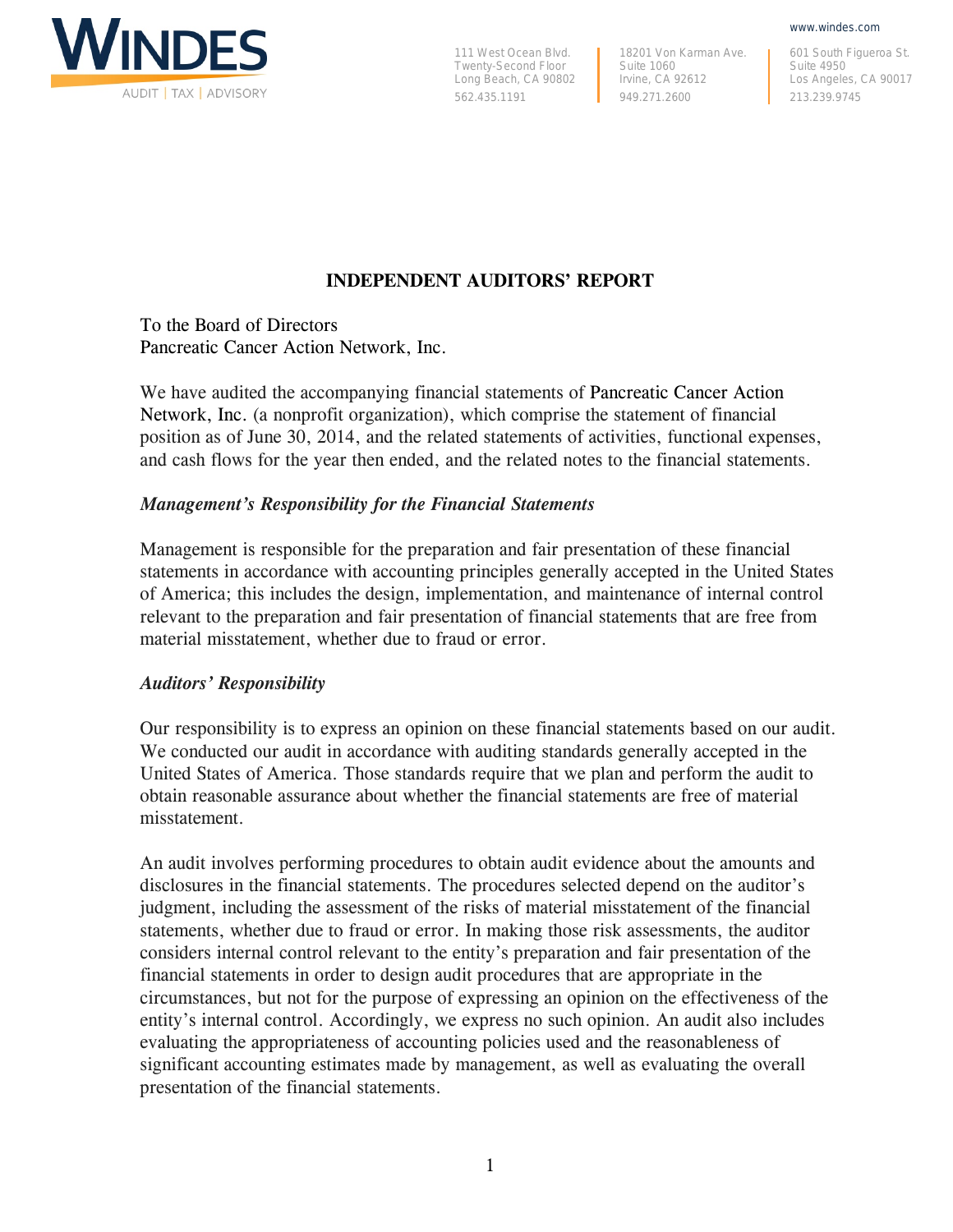WINDES

AUDIT | TAX | ADVISORY

www.windes.com

111 West Ocean Blvd.
Twenty-Second Floor
Long Beach, CA 90802
562.435.1191

18201 Von Karman Ave.
Suite 1060
Irvine, CA 92612
949.271.2600

601 South Figueroa St.
Suite 4950
Los Angeles, CA 90017
213.239.9745

## INDEPENDENT AUDITORS' REPORT

To the Board of Directors
Pancreatic Cancer Action Network, Inc.

We have audited the accompanying financial statements of Pancreatic Cancer Action Network, Inc. (a nonprofit organization), which comprise the statement of financial position as of June 30, 2014, and the related statements of activities, functional expenses, and cash flows for the year then ended, and the related notes to the financial statements.

### *Management's Responsibility for the Financial Statements*

Management is responsible for the preparation and fair presentation of these financial statements in accordance with accounting principles generally accepted in the United States of America; this includes the design, implementation, and maintenance of internal control relevant to the preparation and fair presentation of financial statements that are free from material misstatement, whether due to fraud or error.

### *Auditors' Responsibility*

Our responsibility is to express an opinion on these financial statements based on our audit. We conducted our audit in accordance with auditing standards generally accepted in the United States of America. Those standards require that we plan and perform the audit to obtain reasonable assurance about whether the financial statements are free of material misstatement.

An audit involves performing procedures to obtain audit evidence about the amounts and disclosures in the financial statements. The procedures selected depend on the auditor's judgment, including the assessment of the risks of material misstatement of the financial statements, whether due to fraud or error. In making those risk assessments, the auditor considers internal control relevant to the entity's preparation and fair presentation of the financial statements in order to design audit procedures that are appropriate in the circumstances, but not for the purpose of expressing an opinion on the effectiveness of the entity's internal control. Accordingly, we express no such opinion. An audit also includes evaluating the appropriateness of accounting policies used and the reasonableness of significant accounting estimates made by management, as well as evaluating the overall presentation of the financial statements.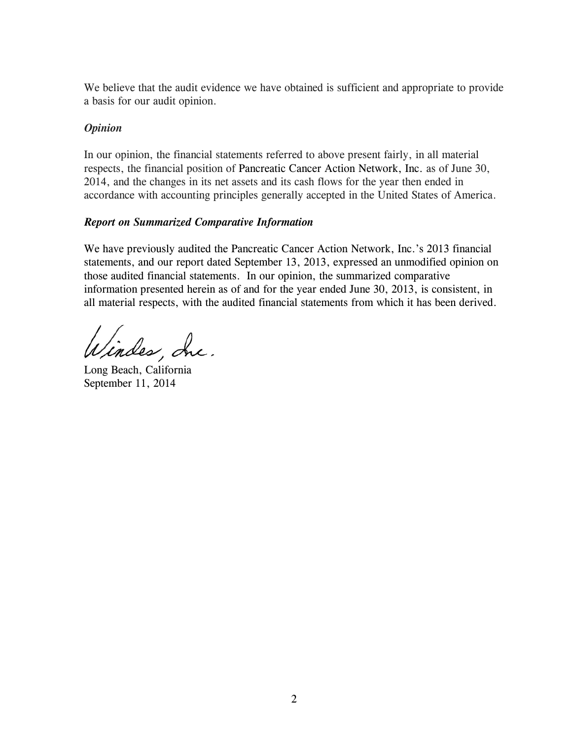We believe that the audit evidence we have obtained is sufficient and appropriate to provide a basis for our audit opinion.

***Opinion***

In our opinion, the financial statements referred to above present fairly, in all material respects, the financial position of Pancreatic Cancer Action Network, Inc. as of June 30, 2014, and the changes in its net assets and its cash flows for the year then ended in accordance with accounting principles generally accepted in the United States of America.

***Report on Summarized Comparative Information***

We have previously audited the Pancreatic Cancer Action Network, Inc.'s 2013 financial statements, and our report dated September 13, 2013, expressed an unmodified opinion on those audited financial statements. In our opinion, the summarized comparative information presented herein as of and for the year ended June 30, 2013, is consistent, in all material respects, with the audited financial statements from which it has been derived.

Windes, Inc.

Long Beach, California
September 11, 2014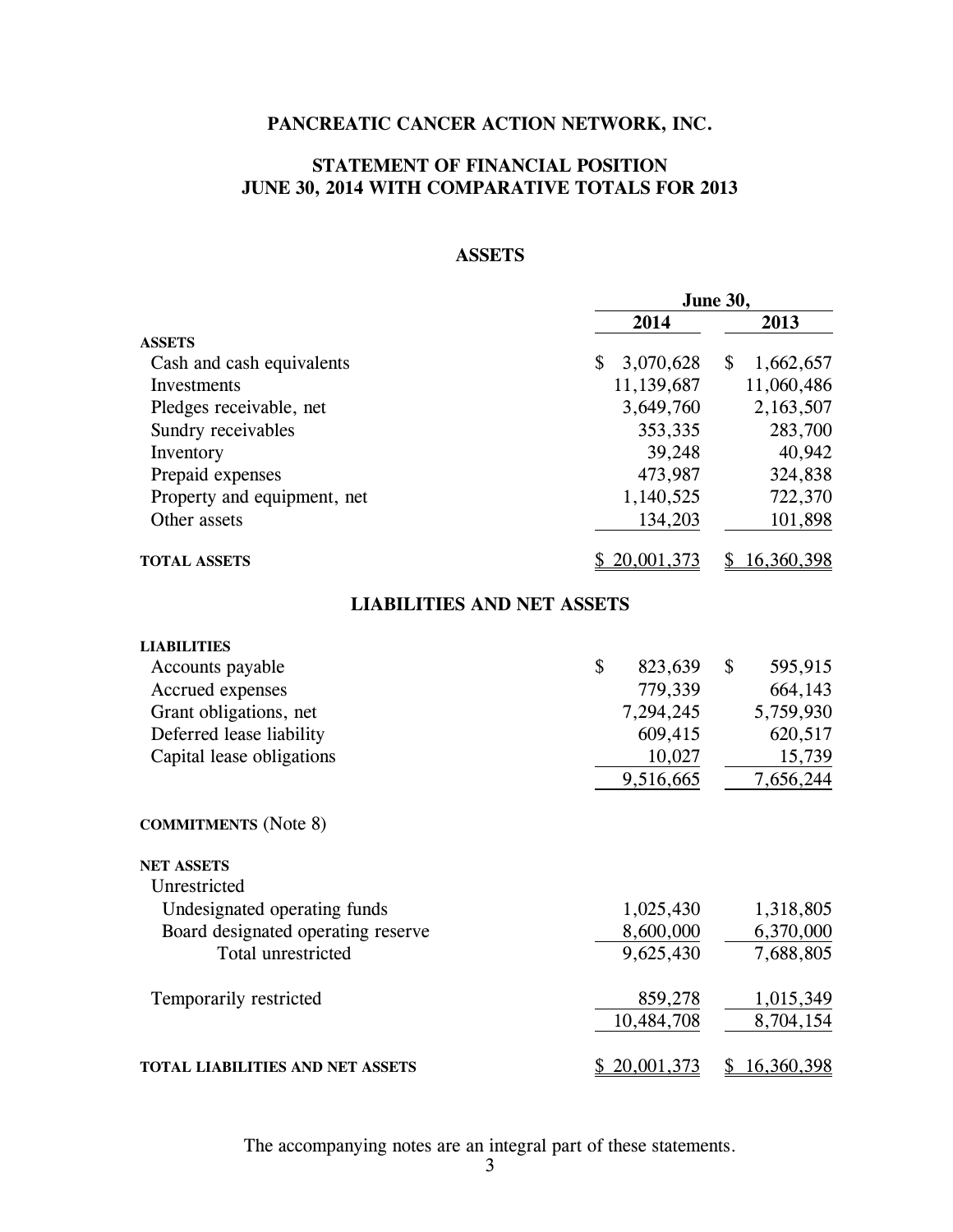# PANCREATIC CANCER ACTION NETWORK, INC.

## STATEMENT OF FINANCIAL POSITION
## JUNE 30, 2014 WITH COMPARATIVE TOTALS FOR 2013

### ASSETS

| | June 30, 2014 | June 30, 2013 |
|---|---|---|
| **ASSETS** | | |
| Cash and cash equivalents | $ 3,070,628 | $ 1,662,657 |
| Investments | 11,139,687 | 11,060,486 |
| Pledges receivable, net | 3,649,760 | 2,163,507 |
| Sundry receivables | 353,335 | 283,700 |
| Inventory | 39,248 | 40,942 |
| Prepaid expenses | 473,987 | 324,838 |
| Property and equipment, net | 1,140,525 | 722,370 |
| Other assets | 134,203 | 101,898 |
| **TOTAL ASSETS** | $ 20,001,373 | $ 16,360,398 |

### LIABILITIES AND NET ASSETS

| | June 30, 2014 | June 30, 2013 |
|---|---|---|
| **LIABILITIES** | | |
| Accounts payable | $ 823,639 | $ 595,915 |
| Accrued expenses | 779,339 | 664,143 |
| Grant obligations, net | 7,294,245 | 5,759,930 |
| Deferred lease liability | 609,415 | 620,517 |
| Capital lease obligations | 10,027 | 15,739 |
| | 9,516,665 | 7,656,244 |
| **COMMITMENTS** (Note 8) | | |
| **NET ASSETS** | | |
| Unrestricted | | |
| Undesignated operating funds | 1,025,430 | 1,318,805 |
| Board designated operating reserve | 8,600,000 | 6,370,000 |
| Total unrestricted | 9,625,430 | 7,688,805 |
| Temporarily restricted | 859,278 | 1,015,349 |
| | 10,484,708 | 8,704,154 |
| **TOTAL LIABILITIES AND NET ASSETS** | $ 20,001,373 | $ 16,360,398 |

The accompanying notes are an integral part of these statements.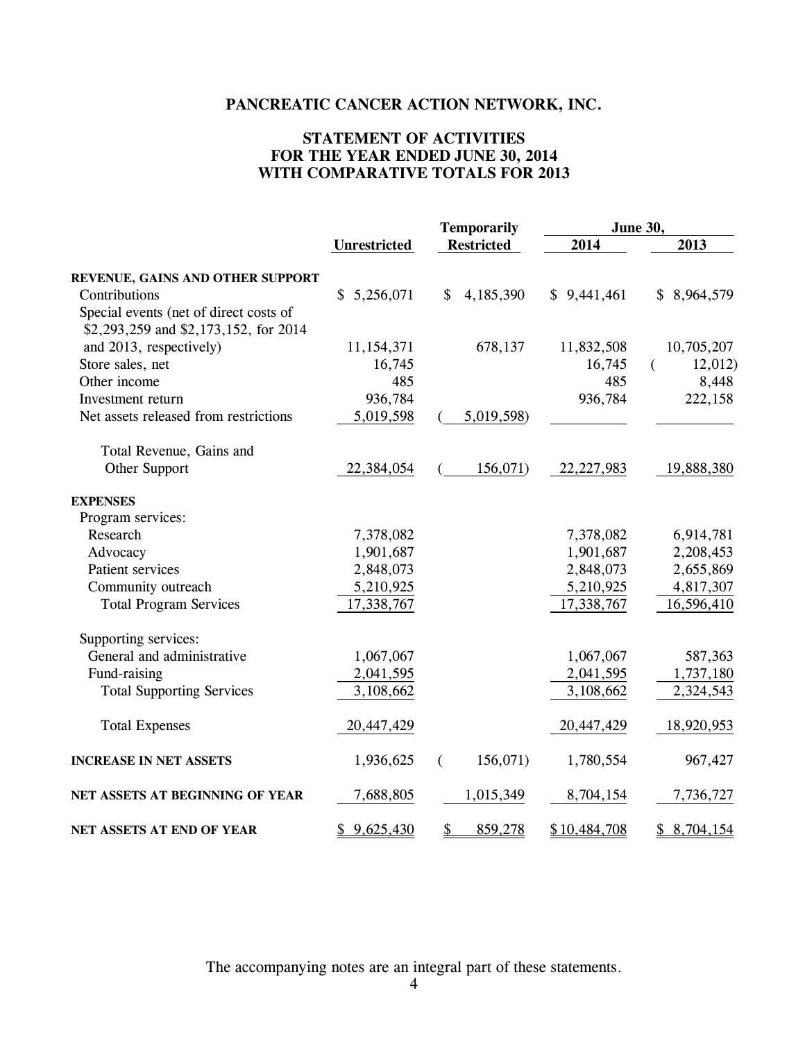# PANCREATIC CANCER ACTION NETWORK, INC.

## STATEMENT OF ACTIVITIES
## FOR THE YEAR ENDED JUNE 30, 2014
## WITH COMPARATIVE TOTALS FOR 2013

| | Unrestricted | Temporarily Restricted | June 30, 2014 | June 30, 2013 |
|---|---|---|---|---|
| **REVENUE, GAINS AND OTHER SUPPORT** | | | | |
| Contributions | $ 5,256,071 | $ 4,185,390 | $ 9,441,461 | $ 8,964,579 |
| Special events (net of direct costs of $2,293,259 and $2,173,152, for 2014 and 2013, respectively) | 11,154,371 | 678,137 | 11,832,508 | 10,705,207 |
| Store sales, net | 16,745 | | 16,745 | (12,012) |
| Other income | 485 | | 485 | 8,448 |
| Investment return | 936,784 | | 936,784 | 222,158 |
| Net assets released from restrictions | 5,019,598 | (5,019,598) | | |
| Total Revenue, Gains and Other Support | 22,384,054 | (156,071) | 22,227,983 | 19,888,380 |
| **EXPENSES** | | | | |
| Program services: | | | | |
| Research | 7,378,082 | | 7,378,082 | 6,914,781 |
| Advocacy | 1,901,687 | | 1,901,687 | 2,208,453 |
| Patient services | 2,848,073 | | 2,848,073 | 2,655,869 |
| Community outreach | 5,210,925 | | 5,210,925 | 4,817,307 |
| Total Program Services | 17,338,767 | | 17,338,767 | 16,596,410 |
| Supporting services: | | | | |
| General and administrative | 1,067,067 | | 1,067,067 | 587,363 |
| Fund-raising | 2,041,595 | | 2,041,595 | 1,737,180 |
| Total Supporting Services | 3,108,662 | | 3,108,662 | 2,324,543 |
| Total Expenses | 20,447,429 | | 20,447,429 | 18,920,953 |
| **INCREASE IN NET ASSETS** | 1,936,625 | (156,071) | 1,780,554 | 967,427 |
| **NET ASSETS AT BEGINNING OF YEAR** | 7,688,805 | 1,015,349 | 8,704,154 | 7,736,727 |
| **NET ASSETS AT END OF YEAR** | $ 9,625,430 | $ 859,278 | $ 10,484,708 | $ 8,704,154 |

The accompanying notes are an integral part of these statements.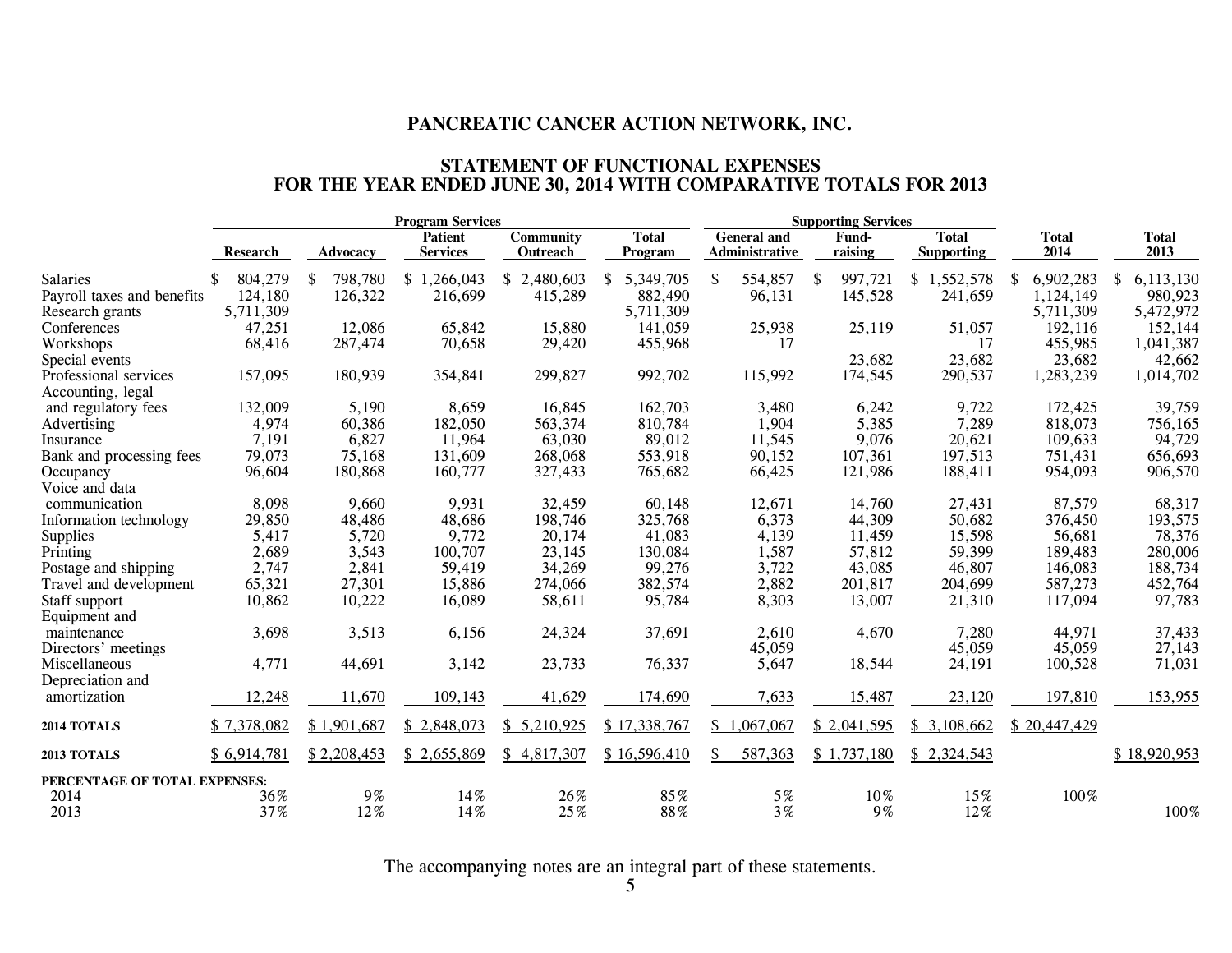# PANCREATIC CANCER ACTION NETWORK, INC.

## STATEMENT OF FUNCTIONAL EXPENSES
## FOR THE YEAR ENDED JUNE 30, 2014 WITH COMPARATIVE TOTALS FOR 2013

| | Program Services | | | | | Supporting Services | | | | |
|---|---|---|---|---|---|---|---|---|---|---|
| | Research | Advocacy | Patient Services | Community Outreach | Total Program | General and Administrative | Fund-raising | Total Supporting | Total 2014 | Total 2013 |
| Salaries | $ 804,279 | $ 798,780 | $ 1,266,043 | $ 2,480,603 | $ 5,349,705 | $ 554,857 | $ 997,721 | $ 1,552,578 | $ 6,902,283 | $ 6,113,130 |
| Payroll taxes and benefits | 124,180 | 126,322 | 216,699 | 415,289 | 882,490 | 96,131 | 145,528 | 241,659 | 1,124,149 | 980,923 |
| Research grants | 5,711,309 | | | | 5,711,309 | | | | 5,711,309 | 5,472,972 |
| Conferences | 47,251 | 12,086 | 65,842 | 15,880 | 141,059 | 25,938 | 25,119 | 51,057 | 192,116 | 152,144 |
| Workshops | 68,416 | 287,474 | 70,658 | 29,420 | 455,968 | 17 | | 17 | 455,985 | 1,041,387 |
| Special events | | | | | | | 23,682 | 23,682 | 23,682 | 42,662 |
| Professional services | 157,095 | 180,939 | 354,841 | 299,827 | 992,702 | 115,992 | 174,545 | 290,537 | 1,283,239 | 1,014,702 |
| Accounting, legal and regulatory fees | 132,009 | 5,190 | 8,659 | 16,845 | 162,703 | 3,480 | 6,242 | 9,722 | 172,425 | 39,759 |
| Advertising | 4,974 | 60,386 | 182,050 | 563,374 | 810,784 | 1,904 | 5,385 | 7,289 | 818,073 | 756,165 |
| Insurance | 7,191 | 6,827 | 11,964 | 63,030 | 89,012 | 11,545 | 9,076 | 20,621 | 109,633 | 94,729 |
| Bank and processing fees | 79,073 | 75,168 | 131,609 | 268,068 | 553,918 | 90,152 | 107,361 | 197,513 | 751,431 | 656,693 |
| Occupancy | 96,604 | 180,868 | 160,777 | 327,433 | 765,682 | 66,425 | 121,986 | 188,411 | 954,093 | 906,570 |
| Voice and data communication | 8,098 | 9,660 | 9,931 | 32,459 | 60,148 | 12,671 | 14,760 | 27,431 | 87,579 | 68,317 |
| Information technology | 29,850 | 48,486 | 48,686 | 198,746 | 325,768 | 6,373 | 44,309 | 50,682 | 376,450 | 193,575 |
| Supplies | 5,417 | 5,720 | 9,772 | 20,174 | 41,083 | 4,139 | 11,459 | 15,598 | 56,681 | 78,376 |
| Printing | 2,689 | 3,543 | 100,707 | 23,145 | 130,084 | 1,587 | 57,812 | 59,399 | 189,483 | 280,006 |
| Postage and shipping | 2,747 | 2,841 | 59,419 | 34,269 | 99,276 | 3,722 | 43,085 | 46,807 | 146,083 | 188,734 |
| Travel and development | 65,321 | 27,301 | 15,886 | 274,066 | 382,574 | 2,882 | 201,817 | 204,699 | 587,273 | 452,764 |
| Staff support | 10,862 | 10,222 | 16,089 | 58,611 | 95,784 | 8,303 | 13,007 | 21,310 | 117,094 | 97,783 |
| Equipment and maintenance | 3,698 | 3,513 | 6,156 | 24,324 | 37,691 | 2,610 | 4,670 | 7,280 | 44,971 | 37,433 |
| Directors' meetings | | | | | | 45,059 | | 45,059 | 45,059 | 27,143 |
| Miscellaneous | 4,771 | 44,691 | 3,142 | 23,733 | 76,337 | 5,647 | 18,544 | 24,191 | 100,528 | 71,031 |
| Depreciation and amortization | 12,248 | 11,670 | 109,143 | 41,629 | 174,690 | 7,633 | 15,487 | 23,120 | 197,810 | 153,955 |
| **2014 TOTALS** | $ 7,378,082 | $ 1,901,687 | $ 2,848,073 | $ 5,210,925 | $ 17,338,767 | $ 1,067,067 | $ 2,041,595 | $ 3,108,662 | $ 20,447,429 | |
| **2013 TOTALS** | $ 6,914,781 | $ 2,208,453 | $ 2,655,869 | $ 4,817,307 | $ 16,596,410 | $ 587,363 | $ 1,737,180 | $ 2,324,543 | | $ 18,920,953 |
| **PERCENTAGE OF TOTAL EXPENSES:** | | | | | | | | | | |
| 2014 | 36% | 9% | 14% | 26% | 85% | 5% | 10% | 15% | 100% | |
| 2013 | 37% | 12% | 14% | 25% | 88% | 3% | 9% | 12% | | 100% |

The accompanying notes are an integral part of these statements.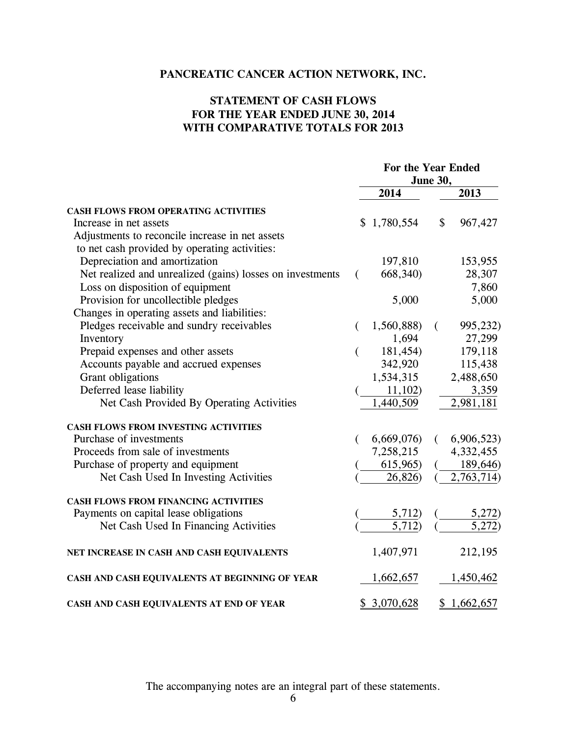# PANCREATIC CANCER ACTION NETWORK, INC.

## STATEMENT OF CASH FLOWS
## FOR THE YEAR ENDED JUNE 30, 2014
## WITH COMPARATIVE TOTALS FOR 2013

| | For the Year Ended June 30, | |
|---|---|---|
| | 2014 | 2013 |
| **CASH FLOWS FROM OPERATING ACTIVITIES** | | |
| Increase in net assets | $ 1,780,554 | $ 967,427 |
| Adjustments to reconcile increase in net assets to net cash provided by operating activities: | | |
| Depreciation and amortization | 197,810 | 153,955 |
| Net realized and unrealized (gains) losses on investments | (668,340) | 28,307 |
| Loss on disposition of equipment | | 7,860 |
| Provision for uncollectible pledges | 5,000 | 5,000 |
| Changes in operating assets and liabilities: | | |
| Pledges receivable and sundry receivables | (1,560,888) | (995,232) |
| Inventory | 1,694 | 27,299 |
| Prepaid expenses and other assets | (181,454) | 179,118 |
| Accounts payable and accrued expenses | 342,920 | 115,438 |
| Grant obligations | 1,534,315 | 2,488,650 |
| Deferred lease liability | (11,102) | 3,359 |
| Net Cash Provided By Operating Activities | 1,440,509 | 2,981,181 |
| **CASH FLOWS FROM INVESTING ACTIVITIES** | | |
| Purchase of investments | (6,669,076) | (6,906,523) |
| Proceeds from sale of investments | 7,258,215 | 4,332,455 |
| Purchase of property and equipment | (615,965) | (189,646) |
| Net Cash Used In Investing Activities | (26,826) | (2,763,714) |
| **CASH FLOWS FROM FINANCING ACTIVITIES** | | |
| Payments on capital lease obligations | (5,712) | (5,272) |
| Net Cash Used In Financing Activities | (5,712) | (5,272) |
| **NET INCREASE IN CASH AND CASH EQUIVALENTS** | 1,407,971 | 212,195 |
| **CASH AND CASH EQUIVALENTS AT BEGINNING OF YEAR** | 1,662,657 | 1,450,462 |
| **CASH AND CASH EQUIVALENTS AT END OF YEAR** | $ 3,070,628 | $ 1,662,657 |

The accompanying notes are an integral part of these statements.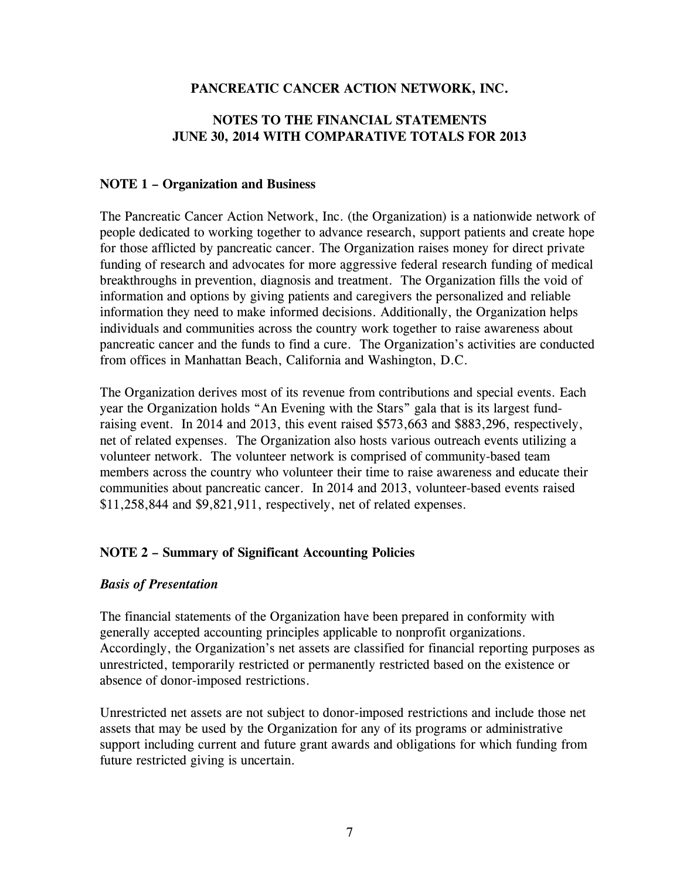**PANCREATIC CANCER ACTION NETWORK, INC.**

**NOTES TO THE FINANCIAL STATEMENTS**
**JUNE 30, 2014 WITH COMPARATIVE TOTALS FOR 2013**

## NOTE 1 – Organization and Business

The Pancreatic Cancer Action Network, Inc. (the Organization) is a nationwide network of people dedicated to working together to advance research, support patients and create hope for those afflicted by pancreatic cancer. The Organization raises money for direct private funding of research and advocates for more aggressive federal research funding of medical breakthroughs in prevention, diagnosis and treatment. The Organization fills the void of information and options by giving patients and caregivers the personalized and reliable information they need to make informed decisions. Additionally, the Organization helps individuals and communities across the country work together to raise awareness about pancreatic cancer and the funds to find a cure. The Organization's activities are conducted from offices in Manhattan Beach, California and Washington, D.C.

The Organization derives most of its revenue from contributions and special events. Each year the Organization holds "An Evening with the Stars" gala that is its largest fund-raising event. In 2014 and 2013, this event raised $573,663 and $883,296, respectively, net of related expenses. The Organization also hosts various outreach events utilizing a volunteer network. The volunteer network is comprised of community-based team members across the country who volunteer their time to raise awareness and educate their communities about pancreatic cancer. In 2014 and 2013, volunteer-based events raised $11,258,844 and $9,821,911, respectively, net of related expenses.

## NOTE 2 – Summary of Significant Accounting Policies

### *Basis of Presentation*

The financial statements of the Organization have been prepared in conformity with generally accepted accounting principles applicable to nonprofit organizations. Accordingly, the Organization's net assets are classified for financial reporting purposes as unrestricted, temporarily restricted or permanently restricted based on the existence or absence of donor-imposed restrictions.

Unrestricted net assets are not subject to donor-imposed restrictions and include those net assets that may be used by the Organization for any of its programs or administrative support including current and future grant awards and obligations for which funding from future restricted giving is uncertain.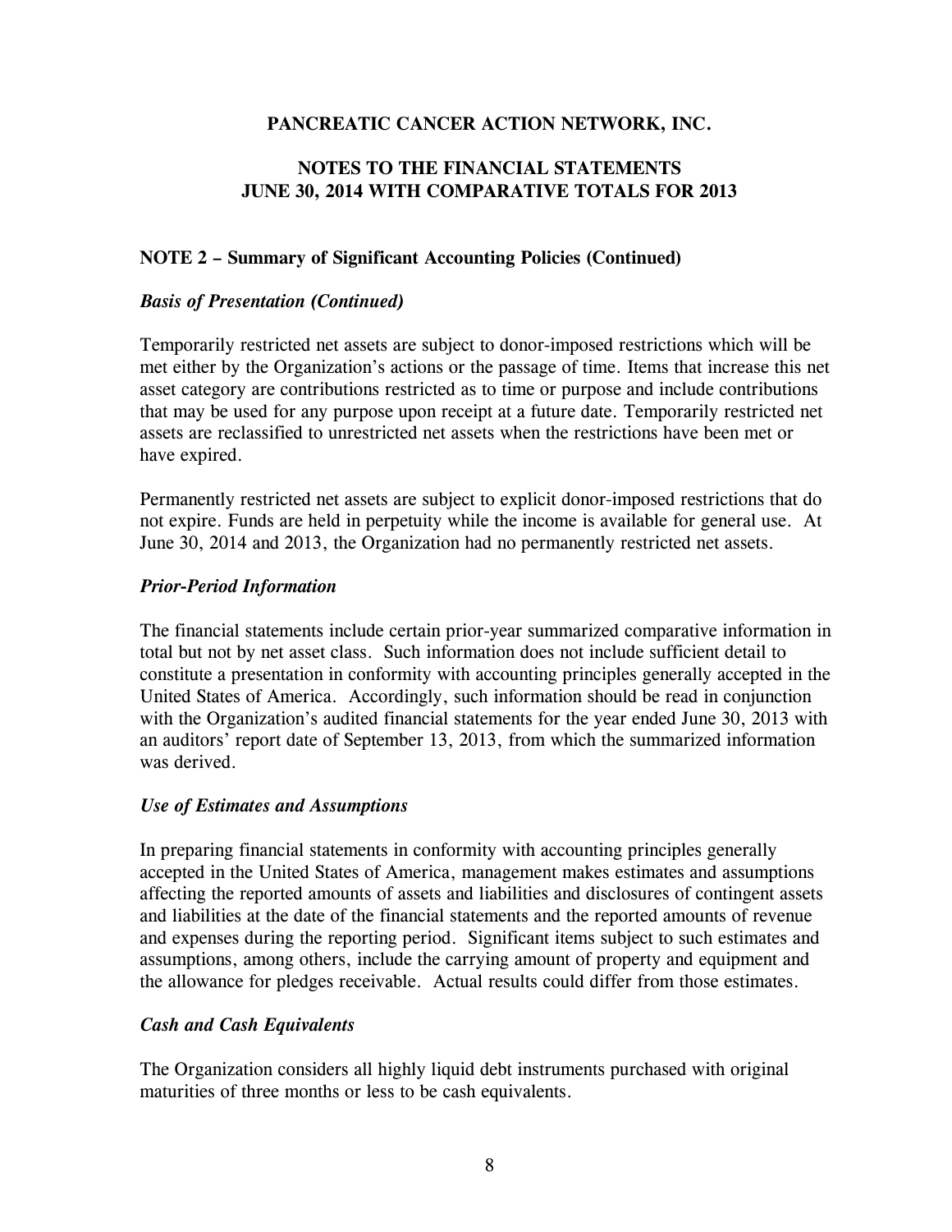# PANCREATIC CANCER ACTION NETWORK, INC.

## NOTES TO THE FINANCIAL STATEMENTS
## JUNE 30, 2014 WITH COMPARATIVE TOTALS FOR 2013

### NOTE 2 – Summary of Significant Accounting Policies (Continued)

***Basis of Presentation (Continued)***

Temporarily restricted net assets are subject to donor-imposed restrictions which will be met either by the Organization's actions or the passage of time. Items that increase this net asset category are contributions restricted as to time or purpose and include contributions that may be used for any purpose upon receipt at a future date. Temporarily restricted net assets are reclassified to unrestricted net assets when the restrictions have been met or have expired.

Permanently restricted net assets are subject to explicit donor-imposed restrictions that do not expire. Funds are held in perpetuity while the income is available for general use. At June 30, 2014 and 2013, the Organization had no permanently restricted net assets.

***Prior-Period Information***

The financial statements include certain prior-year summarized comparative information in total but not by net asset class. Such information does not include sufficient detail to constitute a presentation in conformity with accounting principles generally accepted in the United States of America. Accordingly, such information should be read in conjunction with the Organization's audited financial statements for the year ended June 30, 2013 with an auditors' report date of September 13, 2013, from which the summarized information was derived.

***Use of Estimates and Assumptions***

In preparing financial statements in conformity with accounting principles generally accepted in the United States of America, management makes estimates and assumptions affecting the reported amounts of assets and liabilities and disclosures of contingent assets and liabilities at the date of the financial statements and the reported amounts of revenue and expenses during the reporting period. Significant items subject to such estimates and assumptions, among others, include the carrying amount of property and equipment and the allowance for pledges receivable. Actual results could differ from those estimates.

***Cash and Cash Equivalents***

The Organization considers all highly liquid debt instruments purchased with original maturities of three months or less to be cash equivalents.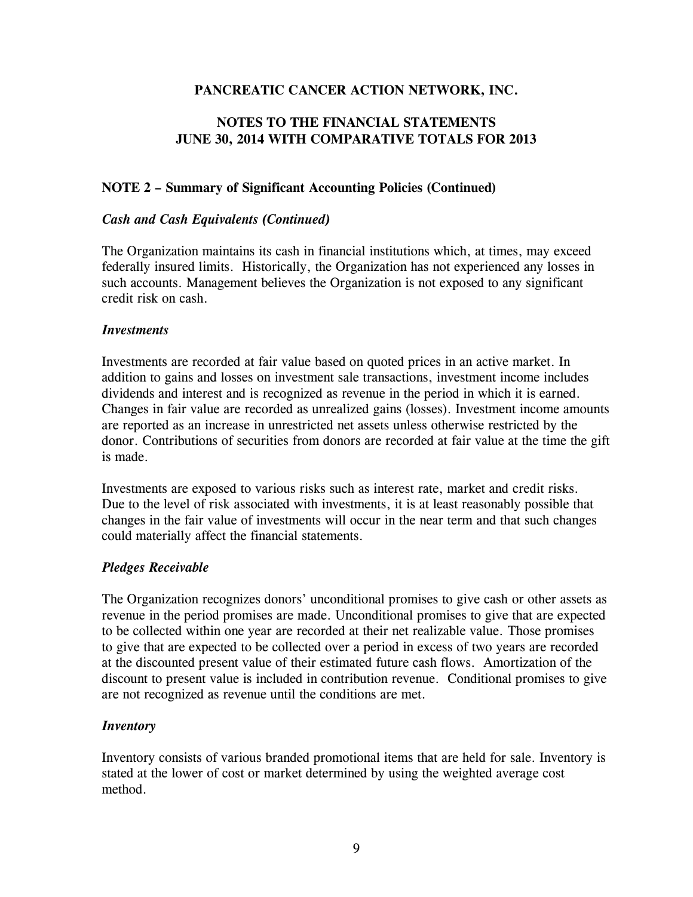**PANCREATIC CANCER ACTION NETWORK, INC.**

**NOTES TO THE FINANCIAL STATEMENTS**
**JUNE 30, 2014 WITH COMPARATIVE TOTALS FOR 2013**

**NOTE 2 – Summary of Significant Accounting Policies (Continued)**

***Cash and Cash Equivalents (Continued)***

The Organization maintains its cash in financial institutions which, at times, may exceed federally insured limits. Historically, the Organization has not experienced any losses in such accounts. Management believes the Organization is not exposed to any significant credit risk on cash.

***Investments***

Investments are recorded at fair value based on quoted prices in an active market. In addition to gains and losses on investment sale transactions, investment income includes dividends and interest and is recognized as revenue in the period in which it is earned. Changes in fair value are recorded as unrealized gains (losses). Investment income amounts are reported as an increase in unrestricted net assets unless otherwise restricted by the donor. Contributions of securities from donors are recorded at fair value at the time the gift is made.

Investments are exposed to various risks such as interest rate, market and credit risks. Due to the level of risk associated with investments, it is at least reasonably possible that changes in the fair value of investments will occur in the near term and that such changes could materially affect the financial statements.

***Pledges Receivable***

The Organization recognizes donors' unconditional promises to give cash or other assets as revenue in the period promises are made. Unconditional promises to give that are expected to be collected within one year are recorded at their net realizable value. Those promises to give that are expected to be collected over a period in excess of two years are recorded at the discounted present value of their estimated future cash flows. Amortization of the discount to present value is included in contribution revenue. Conditional promises to give are not recognized as revenue until the conditions are met.

***Inventory***

Inventory consists of various branded promotional items that are held for sale. Inventory is stated at the lower of cost or market determined by using the weighted average cost method.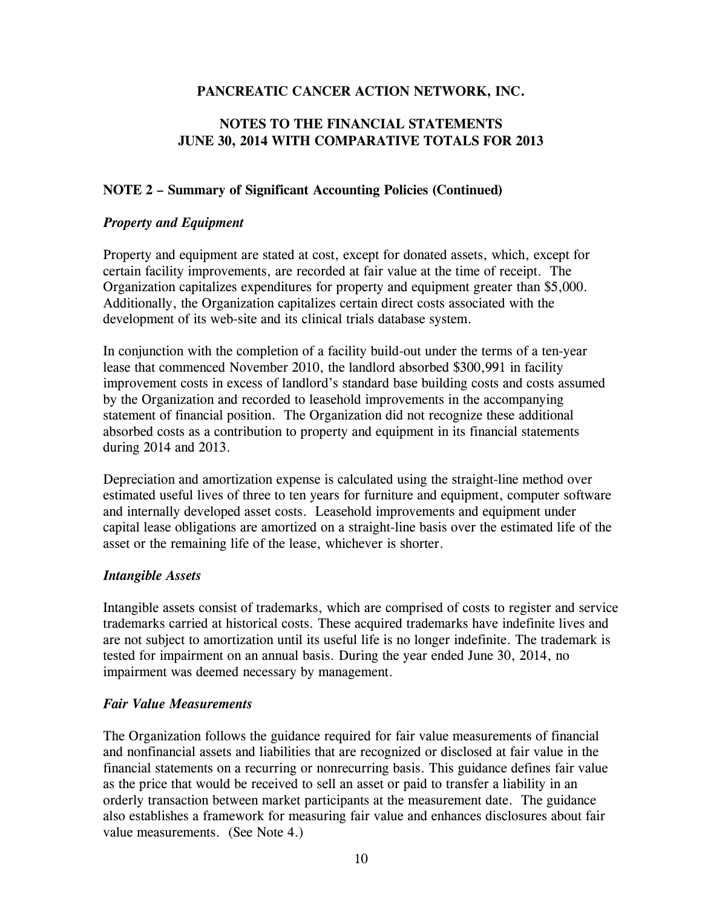**PANCREATIC CANCER ACTION NETWORK, INC.**

**NOTES TO THE FINANCIAL STATEMENTS**
**JUNE 30, 2014 WITH COMPARATIVE TOTALS FOR 2013**

**NOTE 2 – Summary of Significant Accounting Policies (Continued)**

***Property and Equipment***

Property and equipment are stated at cost, except for donated assets, which, except for certain facility improvements, are recorded at fair value at the time of receipt. The Organization capitalizes expenditures for property and equipment greater than $5,000. Additionally, the Organization capitalizes certain direct costs associated with the development of its web-site and its clinical trials database system.

In conjunction with the completion of a facility build-out under the terms of a ten-year lease that commenced November 2010, the landlord absorbed $300,991 in facility improvement costs in excess of landlord's standard base building costs and costs assumed by the Organization and recorded to leasehold improvements in the accompanying statement of financial position. The Organization did not recognize these additional absorbed costs as a contribution to property and equipment in its financial statements during 2014 and 2013.

Depreciation and amortization expense is calculated using the straight-line method over estimated useful lives of three to ten years for furniture and equipment, computer software and internally developed asset costs. Leasehold improvements and equipment under capital lease obligations are amortized on a straight-line basis over the estimated life of the asset or the remaining life of the lease, whichever is shorter.

***Intangible Assets***

Intangible assets consist of trademarks, which are comprised of costs to register and service trademarks carried at historical costs. These acquired trademarks have indefinite lives and are not subject to amortization until its useful life is no longer indefinite. The trademark is tested for impairment on an annual basis. During the year ended June 30, 2014, no impairment was deemed necessary by management.

***Fair Value Measurements***

The Organization follows the guidance required for fair value measurements of financial and nonfinancial assets and liabilities that are recognized or disclosed at fair value in the financial statements on a recurring or nonrecurring basis. This guidance defines fair value as the price that would be received to sell an asset or paid to transfer a liability in an orderly transaction between market participants at the measurement date. The guidance also establishes a framework for measuring fair value and enhances disclosures about fair value measurements. (See Note 4.)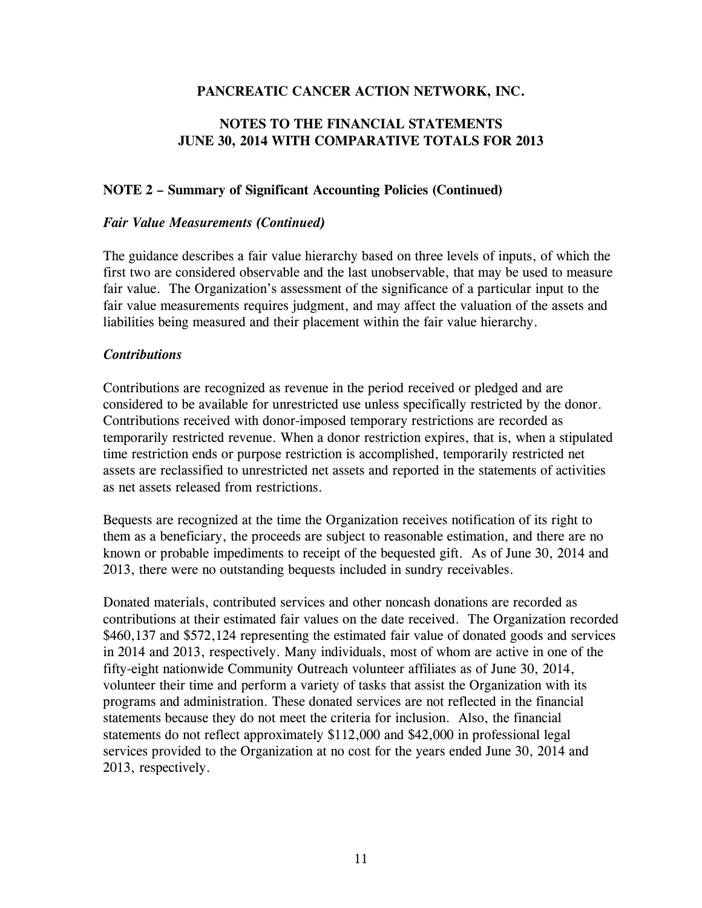# PANCREATIC CANCER ACTION NETWORK, INC.

## NOTES TO THE FINANCIAL STATEMENTS
## JUNE 30, 2014 WITH COMPARATIVE TOTALS FOR 2013

### NOTE 2 – Summary of Significant Accounting Policies (Continued)

***Fair Value Measurements (Continued)***

The guidance describes a fair value hierarchy based on three levels of inputs, of which the first two are considered observable and the last unobservable, that may be used to measure fair value. The Organization's assessment of the significance of a particular input to the fair value measurements requires judgment, and may affect the valuation of the assets and liabilities being measured and their placement within the fair value hierarchy.

***Contributions***

Contributions are recognized as revenue in the period received or pledged and are considered to be available for unrestricted use unless specifically restricted by the donor. Contributions received with donor-imposed temporary restrictions are recorded as temporarily restricted revenue. When a donor restriction expires, that is, when a stipulated time restriction ends or purpose restriction is accomplished, temporarily restricted net assets are reclassified to unrestricted net assets and reported in the statements of activities as net assets released from restrictions.

Bequests are recognized at the time the Organization receives notification of its right to them as a beneficiary, the proceeds are subject to reasonable estimation, and there are no known or probable impediments to receipt of the bequested gift. As of June 30, 2014 and 2013, there were no outstanding bequests included in sundry receivables.

Donated materials, contributed services and other noncash donations are recorded as contributions at their estimated fair values on the date received. The Organization recorded $460,137 and $572,124 representing the estimated fair value of donated goods and services in 2014 and 2013, respectively. Many individuals, most of whom are active in one of the fifty-eight nationwide Community Outreach volunteer affiliates as of June 30, 2014, volunteer their time and perform a variety of tasks that assist the Organization with its programs and administration. These donated services are not reflected in the financial statements because they do not meet the criteria for inclusion. Also, the financial statements do not reflect approximately $112,000 and $42,000 in professional legal services provided to the Organization at no cost for the years ended June 30, 2014 and 2013, respectively.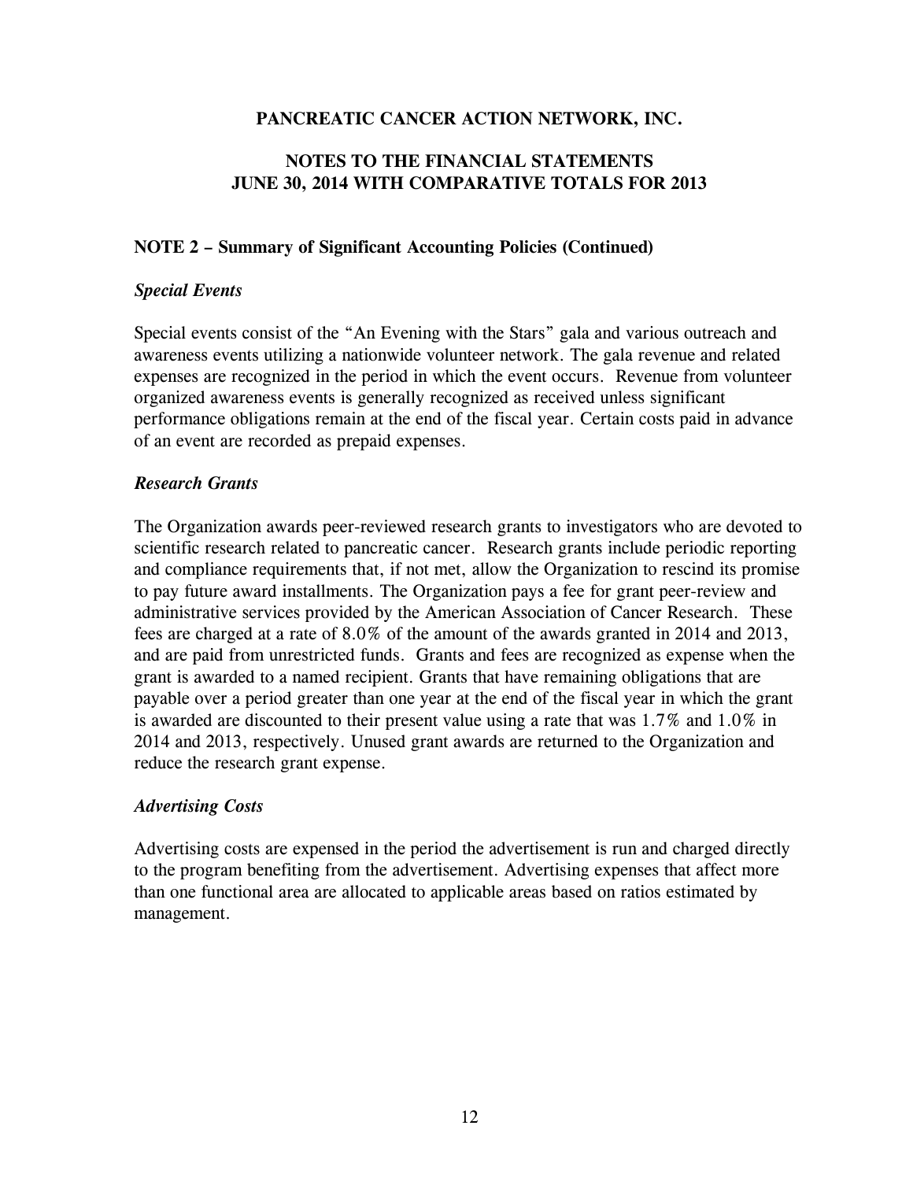**PANCREATIC CANCER ACTION NETWORK, INC.**

**NOTES TO THE FINANCIAL STATEMENTS**
**JUNE 30, 2014 WITH COMPARATIVE TOTALS FOR 2013**

**NOTE 2 – Summary of Significant Accounting Policies (Continued)**

***Special Events***

Special events consist of the "An Evening with the Stars" gala and various outreach and awareness events utilizing a nationwide volunteer network. The gala revenue and related expenses are recognized in the period in which the event occurs. Revenue from volunteer organized awareness events is generally recognized as received unless significant performance obligations remain at the end of the fiscal year. Certain costs paid in advance of an event are recorded as prepaid expenses.

***Research Grants***

The Organization awards peer-reviewed research grants to investigators who are devoted to scientific research related to pancreatic cancer. Research grants include periodic reporting and compliance requirements that, if not met, allow the Organization to rescind its promise to pay future award installments. The Organization pays a fee for grant peer-review and administrative services provided by the American Association of Cancer Research. These fees are charged at a rate of 8.0% of the amount of the awards granted in 2014 and 2013, and are paid from unrestricted funds. Grants and fees are recognized as expense when the grant is awarded to a named recipient. Grants that have remaining obligations that are payable over a period greater than one year at the end of the fiscal year in which the grant is awarded are discounted to their present value using a rate that was 1.7% and 1.0% in 2014 and 2013, respectively. Unused grant awards are returned to the Organization and reduce the research grant expense.

***Advertising Costs***

Advertising costs are expensed in the period the advertisement is run and charged directly to the program benefiting from the advertisement. Advertising expenses that affect more than one functional area are allocated to applicable areas based on ratios estimated by management.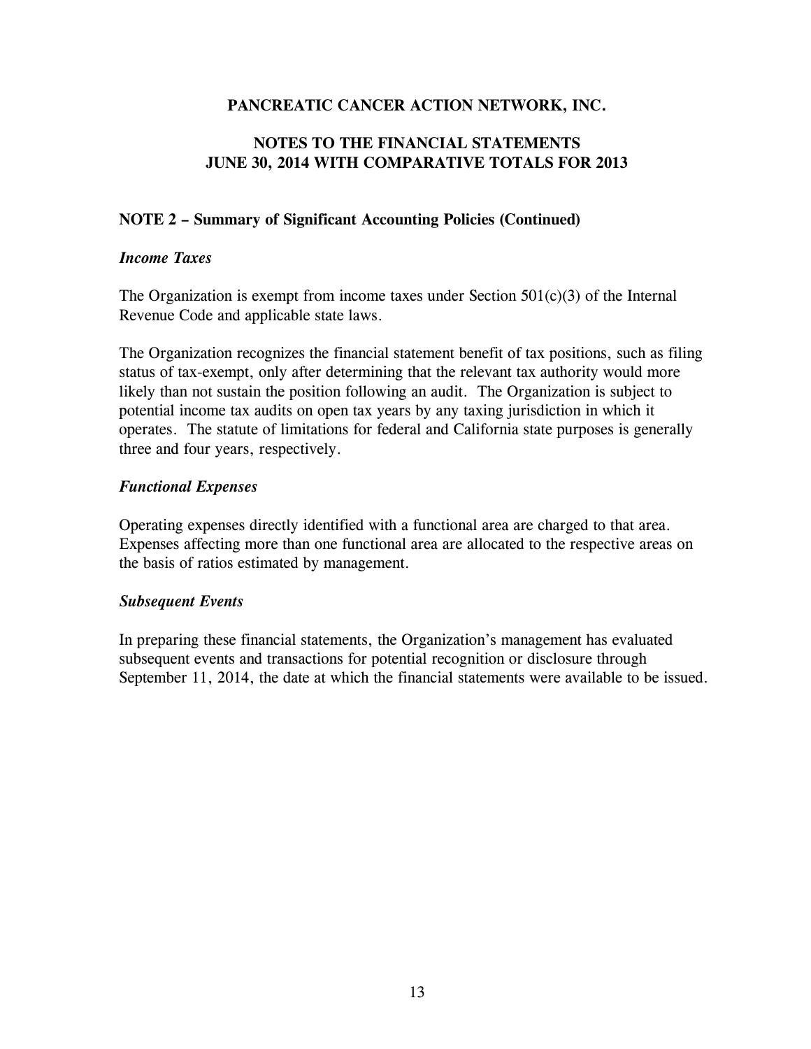# PANCREATIC CANCER ACTION NETWORK, INC.

## NOTES TO THE FINANCIAL STATEMENTS
## JUNE 30, 2014 WITH COMPARATIVE TOTALS FOR 2013

### NOTE 2 – Summary of Significant Accounting Policies (Continued)

***Income Taxes***

The Organization is exempt from income taxes under Section 501(c)(3) of the Internal Revenue Code and applicable state laws.

The Organization recognizes the financial statement benefit of tax positions, such as filing status of tax-exempt, only after determining that the relevant tax authority would more likely than not sustain the position following an audit. The Organization is subject to potential income tax audits on open tax years by any taxing jurisdiction in which it operates. The statute of limitations for federal and California state purposes is generally three and four years, respectively.

***Functional Expenses***

Operating expenses directly identified with a functional area are charged to that area. Expenses affecting more than one functional area are allocated to the respective areas on the basis of ratios estimated by management.

***Subsequent Events***

In preparing these financial statements, the Organization's management has evaluated subsequent events and transactions for potential recognition or disclosure through September 11, 2014, the date at which the financial statements were available to be issued.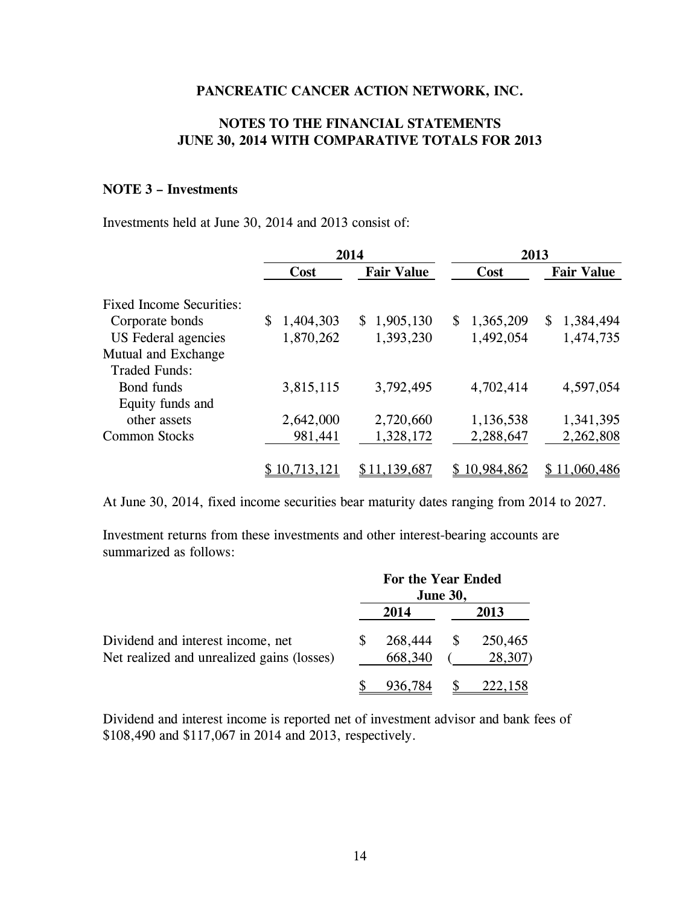**PANCREATIC CANCER ACTION NETWORK, INC.**

**NOTES TO THE FINANCIAL STATEMENTS**
**JUNE 30, 2014 WITH COMPARATIVE TOTALS FOR 2013**

**NOTE 3 – Investments**

Investments held at June 30, 2014 and 2013 consist of:

| | 2014 | | 2013 | |
|---|---|---|---|---|
| | **Cost** | **Fair Value** | **Cost** | **Fair Value** |
| Fixed Income Securities: | | | | |
| Corporate bonds | $ 1,404,303 | $ 1,905,130 | $ 1,365,209 | $ 1,384,494 |
| US Federal agencies | 1,870,262 | 1,393,230 | 1,492,054 | 1,474,735 |
| Mutual and Exchange Traded Funds: | | | | |
| Bond funds | 3,815,115 | 3,792,495 | 4,702,414 | 4,597,054 |
| Equity funds and other assets | 2,642,000 | 2,720,660 | 1,136,538 | 1,341,395 |
| Common Stocks | 981,441 | 1,328,172 | 2,288,647 | 2,262,808 |
| | $ 10,713,121 | $ 11,139,687 | $ 10,984,862 | $ 11,060,486 |

At June 30, 2014, fixed income securities bear maturity dates ranging from 2014 to 2027.

Investment returns from these investments and other interest-bearing accounts are summarized as follows:

| | For the Year Ended June 30, | |
|---|---|---|
| | **2014** | **2013** |
| Dividend and interest income, net | $ 268,444 | $ 250,465 |
| Net realized and unrealized gains (losses) | 668,340 | ( 28,307) |
| | $ 936,784 | $ 222,158 |

Dividend and interest income is reported net of investment advisor and bank fees of $108,490 and $117,067 in 2014 and 2013, respectively.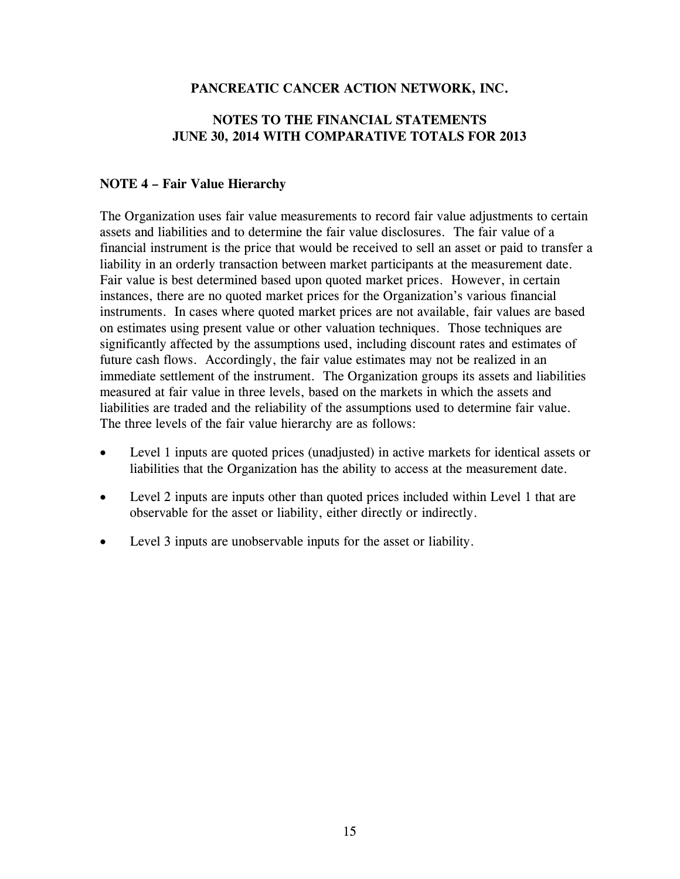**PANCREATIC CANCER ACTION NETWORK, INC.**

**NOTES TO THE FINANCIAL STATEMENTS**
**JUNE 30, 2014 WITH COMPARATIVE TOTALS FOR 2013**

**NOTE 4 – Fair Value Hierarchy**

The Organization uses fair value measurements to record fair value adjustments to certain assets and liabilities and to determine the fair value disclosures. The fair value of a financial instrument is the price that would be received to sell an asset or paid to transfer a liability in an orderly transaction between market participants at the measurement date. Fair value is best determined based upon quoted market prices. However, in certain instances, there are no quoted market prices for the Organization's various financial instruments. In cases where quoted market prices are not available, fair values are based on estimates using present value or other valuation techniques. Those techniques are significantly affected by the assumptions used, including discount rates and estimates of future cash flows. Accordingly, the fair value estimates may not be realized in an immediate settlement of the instrument. The Organization groups its assets and liabilities measured at fair value in three levels, based on the markets in which the assets and liabilities are traded and the reliability of the assumptions used to determine fair value. The three levels of the fair value hierarchy are as follows:

- Level 1 inputs are quoted prices (unadjusted) in active markets for identical assets or liabilities that the Organization has the ability to access at the measurement date.
- Level 2 inputs are inputs other than quoted prices included within Level 1 that are observable for the asset or liability, either directly or indirectly.
- Level 3 inputs are unobservable inputs for the asset or liability.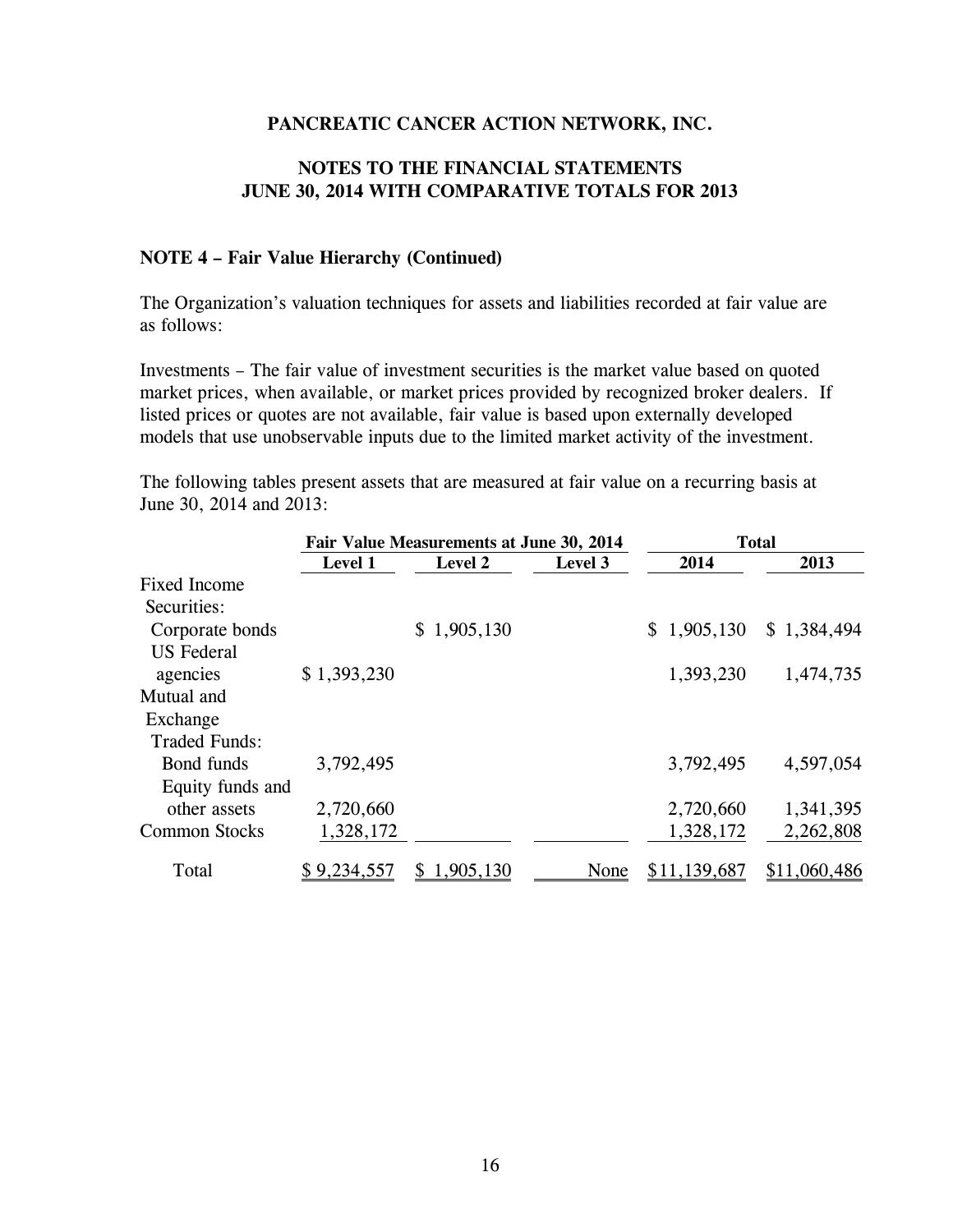**PANCREATIC CANCER ACTION NETWORK, INC.**

**NOTES TO THE FINANCIAL STATEMENTS**
**JUNE 30, 2014 WITH COMPARATIVE TOTALS FOR 2013**

**NOTE 4 – Fair Value Hierarchy (Continued)**

The Organization's valuation techniques for assets and liabilities recorded at fair value are as follows:

Investments – The fair value of investment securities is the market value based on quoted market prices, when available, or market prices provided by recognized broker dealers. If listed prices or quotes are not available, fair value is based upon externally developed models that use unobservable inputs due to the limited market activity of the investment.

The following tables present assets that are measured at fair value on a recurring basis at June 30, 2014 and 2013:

| | Fair Value Measurements at June 30, 2014 | | | Total | |
|---|---|---|---|---|---|
| | **Level 1** | **Level 2** | **Level 3** | **2014** | **2013** |
| Fixed Income Securities: | | | | | |
| Corporate bonds | | $ 1,905,130 | | $ 1,905,130 | $ 1,384,494 |
| US Federal agencies | $ 1,393,230 | | | 1,393,230 | 1,474,735 |
| Mutual and Exchange Traded Funds: | | | | | |
| Bond funds | 3,792,495 | | | 3,792,495 | 4,597,054 |
| Equity funds and other assets | 2,720,660 | | | 2,720,660 | 1,341,395 |
| Common Stocks | 1,328,172 | | | 1,328,172 | 2,262,808 |
| Total | $ 9,234,557 | $ 1,905,130 | None | $11,139,687 | $11,060,486 |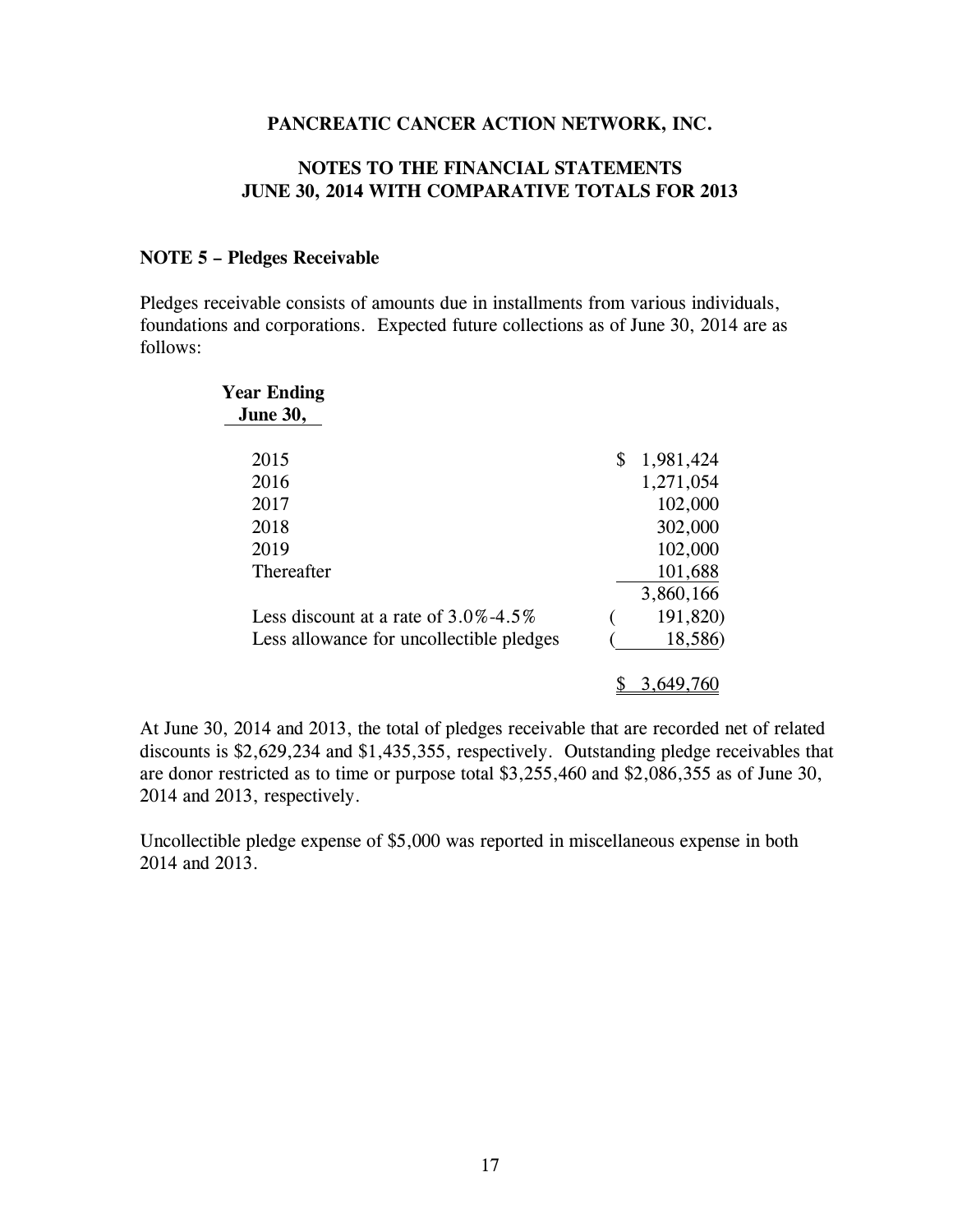**PANCREATIC CANCER ACTION NETWORK, INC.**

**NOTES TO THE FINANCIAL STATEMENTS**
**JUNE 30, 2014 WITH COMPARATIVE TOTALS FOR 2013**

**NOTE 5 – Pledges Receivable**

Pledges receivable consists of amounts due in installments from various individuals, foundations and corporations. Expected future collections as of June 30, 2014 are as follows:

| Year Ending June 30, | |
|---|---|
| 2015 | $ 1,981,424 |
| 2016 | 1,271,054 |
| 2017 | 102,000 |
| 2018 | 302,000 |
| 2019 | 102,000 |
| Thereafter | 101,688 |
| | 3,860,166 |
| Less discount at a rate of 3.0%-4.5% | ( 191,820) |
| Less allowance for uncollectible pledges | ( 18,586) |
| | $ 3,649,760 |

At June 30, 2014 and 2013, the total of pledges receivable that are recorded net of related discounts is $2,629,234 and $1,435,355, respectively. Outstanding pledge receivables that are donor restricted as to time or purpose total $3,255,460 and $2,086,355 as of June 30, 2014 and 2013, respectively.

Uncollectible pledge expense of $5,000 was reported in miscellaneous expense in both 2014 and 2013.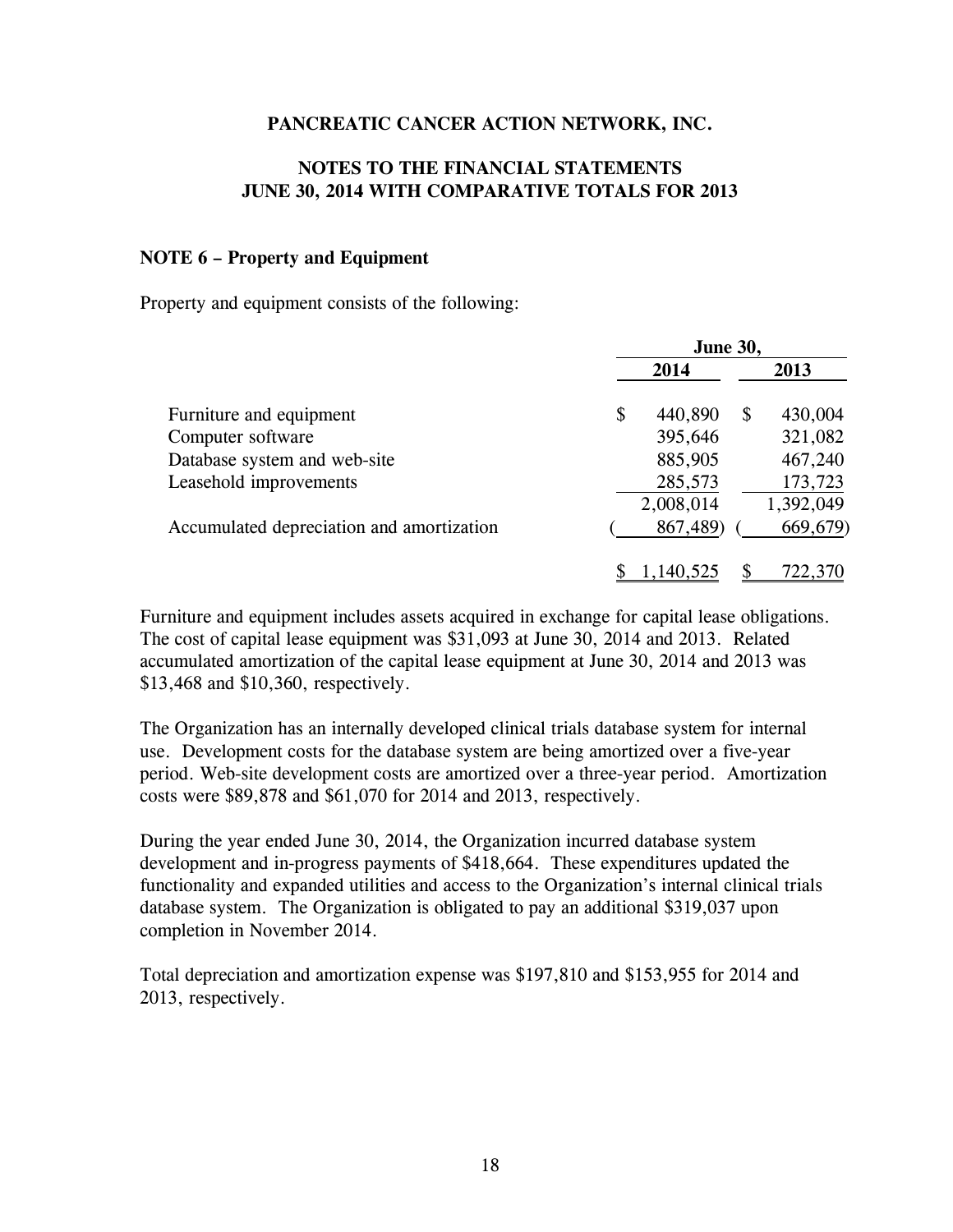**PANCREATIC CANCER ACTION NETWORK, INC.**

**NOTES TO THE FINANCIAL STATEMENTS**
**JUNE 30, 2014 WITH COMPARATIVE TOTALS FOR 2013**

**NOTE 6 – Property and Equipment**

Property and equipment consists of the following:

| | June 30, | |
|---|---|---|
| | 2014 | 2013 |
| Furniture and equipment | $ 440,890 | $ 430,004 |
| Computer software | 395,646 | 321,082 |
| Database system and web-site | 885,905 | 467,240 |
| Leasehold improvements | 285,573 | 173,723 |
| | 2,008,014 | 1,392,049 |
| Accumulated depreciation and amortization | ( 867,489) | ( 669,679) |
| | $ 1,140,525 | $ 722,370 |

Furniture and equipment includes assets acquired in exchange for capital lease obligations. The cost of capital lease equipment was $31,093 at June 30, 2014 and 2013. Related accumulated amortization of the capital lease equipment at June 30, 2014 and 2013 was $13,468 and $10,360, respectively.

The Organization has an internally developed clinical trials database system for internal use. Development costs for the database system are being amortized over a five-year period. Web-site development costs are amortized over a three-year period. Amortization costs were $89,878 and $61,070 for 2014 and 2013, respectively.

During the year ended June 30, 2014, the Organization incurred database system development and in-progress payments of $418,664. These expenditures updated the functionality and expanded utilities and access to the Organization's internal clinical trials database system. The Organization is obligated to pay an additional $319,037 upon completion in November 2014.

Total depreciation and amortization expense was $197,810 and $153,955 for 2014 and 2013, respectively.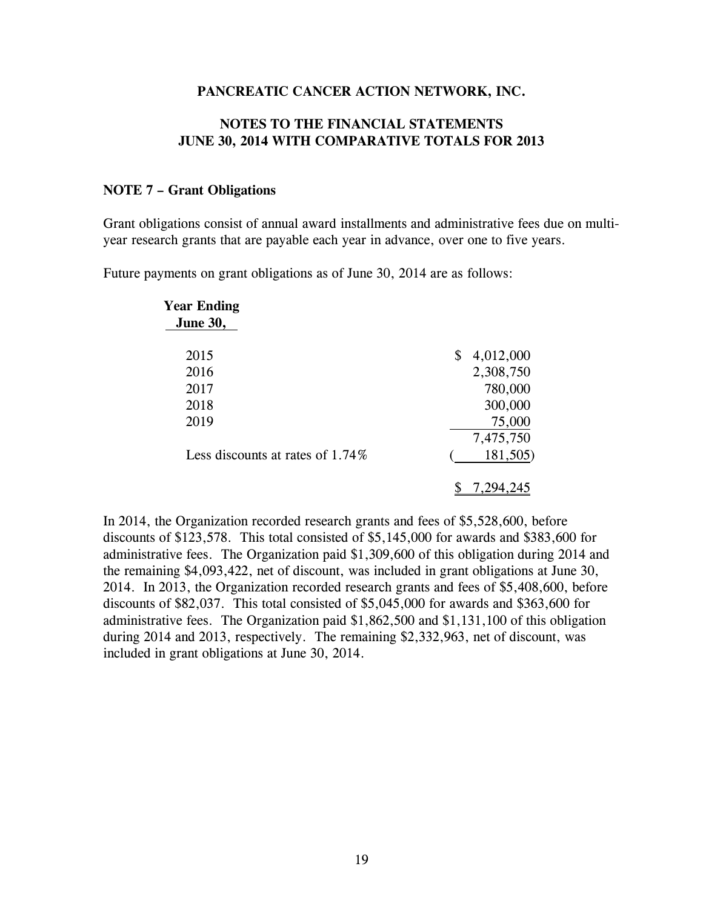**PANCREATIC CANCER ACTION NETWORK, INC.**

**NOTES TO THE FINANCIAL STATEMENTS**
**JUNE 30, 2014 WITH COMPARATIVE TOTALS FOR 2013**

**NOTE 7 – Grant Obligations**

Grant obligations consist of annual award installments and administrative fees due on multi-year research grants that are payable each year in advance, over one to five years.

Future payments on grant obligations as of June 30, 2014 are as follows:

| Year Ending June 30, | |
|---|---|
| 2015 | $ 4,012,000 |
| 2016 | 2,308,750 |
| 2017 | 780,000 |
| 2018 | 300,000 |
| 2019 | 75,000 |
| | 7,475,750 |
| Less discounts at rates of 1.74% | ( 181,505) |
| | $ 7,294,245 |

In 2014, the Organization recorded research grants and fees of $5,528,600, before discounts of $123,578. This total consisted of $5,145,000 for awards and $383,600 for administrative fees. The Organization paid $1,309,600 of this obligation during 2014 and the remaining $4,093,422, net of discount, was included in grant obligations at June 30, 2014. In 2013, the Organization recorded research grants and fees of $5,408,600, before discounts of $82,037. This total consisted of $5,045,000 for awards and $363,600 for administrative fees. The Organization paid $1,862,500 and $1,131,100 of this obligation during 2014 and 2013, respectively. The remaining $2,332,963, net of discount, was included in grant obligations at June 30, 2014.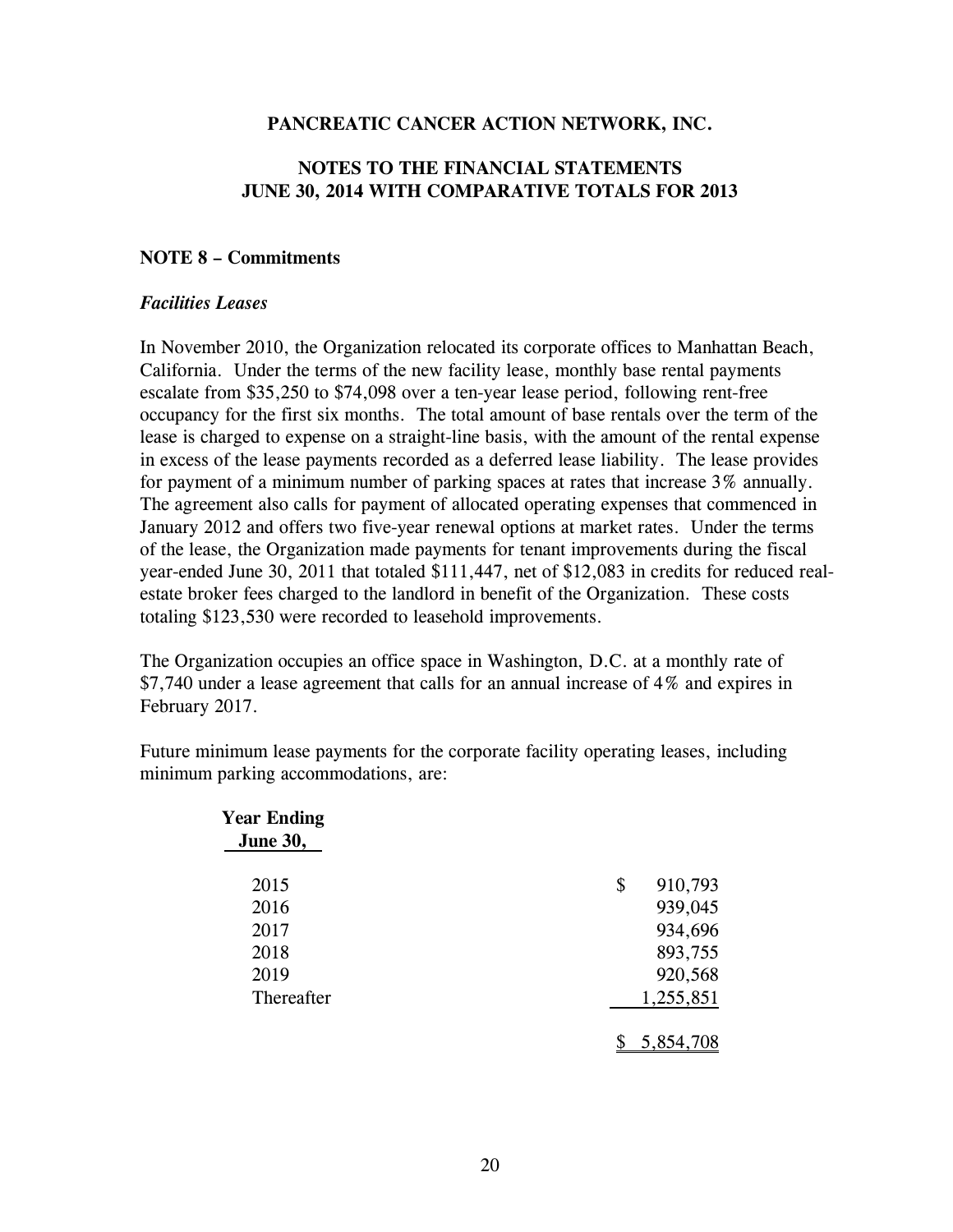**PANCREATIC CANCER ACTION NETWORK, INC.**

**NOTES TO THE FINANCIAL STATEMENTS**
**JUNE 30, 2014 WITH COMPARATIVE TOTALS FOR 2013**

**NOTE 8 – Commitments**

***Facilities Leases***

In November 2010, the Organization relocated its corporate offices to Manhattan Beach, California. Under the terms of the new facility lease, monthly base rental payments escalate from $35,250 to $74,098 over a ten-year lease period, following rent-free occupancy for the first six months. The total amount of base rentals over the term of the lease is charged to expense on a straight-line basis, with the amount of the rental expense in excess of the lease payments recorded as a deferred lease liability. The lease provides for payment of a minimum number of parking spaces at rates that increase 3% annually. The agreement also calls for payment of allocated operating expenses that commenced in January 2012 and offers two five-year renewal options at market rates. Under the terms of the lease, the Organization made payments for tenant improvements during the fiscal year-ended June 30, 2011 that totaled $111,447, net of $12,083 in credits for reduced real-estate broker fees charged to the landlord in benefit of the Organization. These costs totaling $123,530 were recorded to leasehold improvements.

The Organization occupies an office space in Washington, D.C. at a monthly rate of $7,740 under a lease agreement that calls for an annual increase of 4% and expires in February 2017.

Future minimum lease payments for the corporate facility operating leases, including minimum parking accommodations, are:

| Year Ending June 30, | |
|---|---|
| 2015 | $ 910,793 |
| 2016 | 939,045 |
| 2017 | 934,696 |
| 2018 | 893,755 |
| 2019 | 920,568 |
| Thereafter | 1,255,851 |
| | $ 5,854,708 |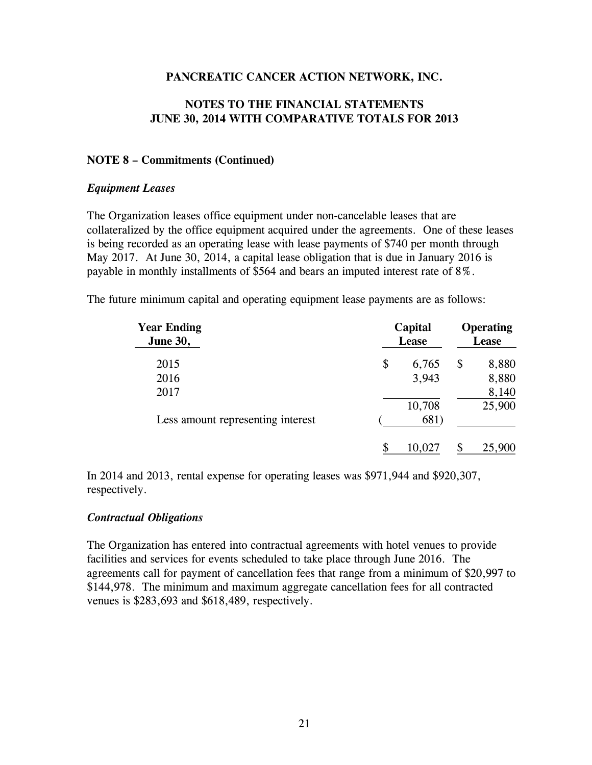**PANCREATIC CANCER ACTION NETWORK, INC.**

**NOTES TO THE FINANCIAL STATEMENTS**
**JUNE 30, 2014 WITH COMPARATIVE TOTALS FOR 2013**

**NOTE 8 – Commitments (Continued)**

***Equipment Leases***

The Organization leases office equipment under non-cancelable leases that are collateralized by the office equipment acquired under the agreements. One of these leases is being recorded as an operating lease with lease payments of $740 per month through May 2017. At June 30, 2014, a capital lease obligation that is due in January 2016 is payable in monthly installments of $564 and bears an imputed interest rate of 8%.

The future minimum capital and operating equipment lease payments are as follows:

| Year Ending June 30, | Capital Lease | Operating Lease |
|---|---|---|
| 2015 | $ 6,765 | $ 8,880 |
| 2016 | 3,943 | 8,880 |
| 2017 | | 8,140 |
| | 10,708 | 25,900 |
| Less amount representing interest | ( 681) | |
| | $ 10,027 | $ 25,900 |

In 2014 and 2013, rental expense for operating leases was $971,944 and $920,307, respectively.

***Contractual Obligations***

The Organization has entered into contractual agreements with hotel venues to provide facilities and services for events scheduled to take place through June 2016. The agreements call for payment of cancellation fees that range from a minimum of $20,997 to $144,978. The minimum and maximum aggregate cancellation fees for all contracted venues is $283,693 and $618,489, respectively.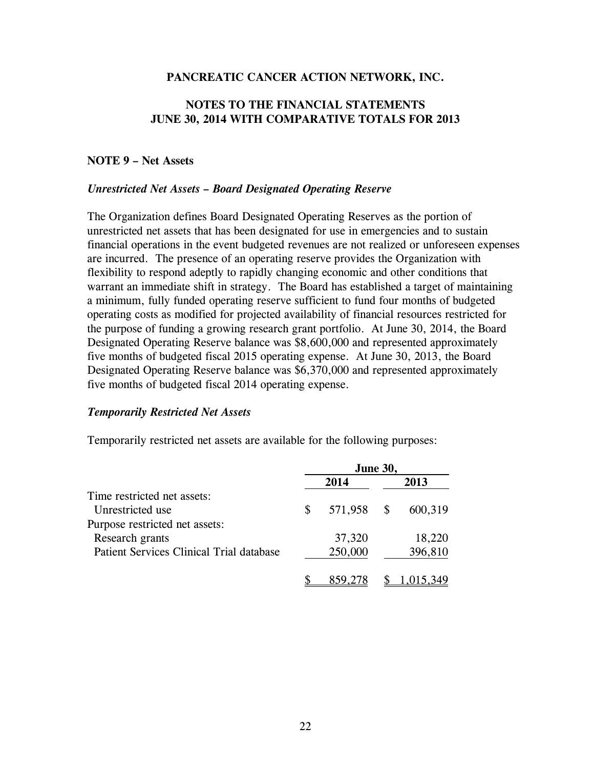**PANCREATIC CANCER ACTION NETWORK, INC.**

**NOTES TO THE FINANCIAL STATEMENTS**
**JUNE 30, 2014 WITH COMPARATIVE TOTALS FOR 2013**

**NOTE 9 – Net Assets**

***Unrestricted Net Assets – Board Designated Operating Reserve***

The Organization defines Board Designated Operating Reserves as the portion of unrestricted net assets that has been designated for use in emergencies and to sustain financial operations in the event budgeted revenues are not realized or unforeseen expenses are incurred. The presence of an operating reserve provides the Organization with flexibility to respond adeptly to rapidly changing economic and other conditions that warrant an immediate shift in strategy. The Board has established a target of maintaining a minimum, fully funded operating reserve sufficient to fund four months of budgeted operating costs as modified for projected availability of financial resources restricted for the purpose of funding a growing research grant portfolio. At June 30, 2014, the Board Designated Operating Reserve balance was $8,600,000 and represented approximately five months of budgeted fiscal 2015 operating expense. At June 30, 2013, the Board Designated Operating Reserve balance was $6,370,000 and represented approximately five months of budgeted fiscal 2014 operating expense.

***Temporarily Restricted Net Assets***

Temporarily restricted net assets are available for the following purposes:

| | June 30, | |
|---|---|---|
| | 2014 | 2013 |
| Time restricted net assets: | | |
| Unrestricted use | $ 571,958 | $ 600,319 |
| Purpose restricted net assets: | | |
| Research grants | 37,320 | 18,220 |
| Patient Services Clinical Trial database | 250,000 | 396,810 |
| | $ 859,278 | $ 1,015,349 |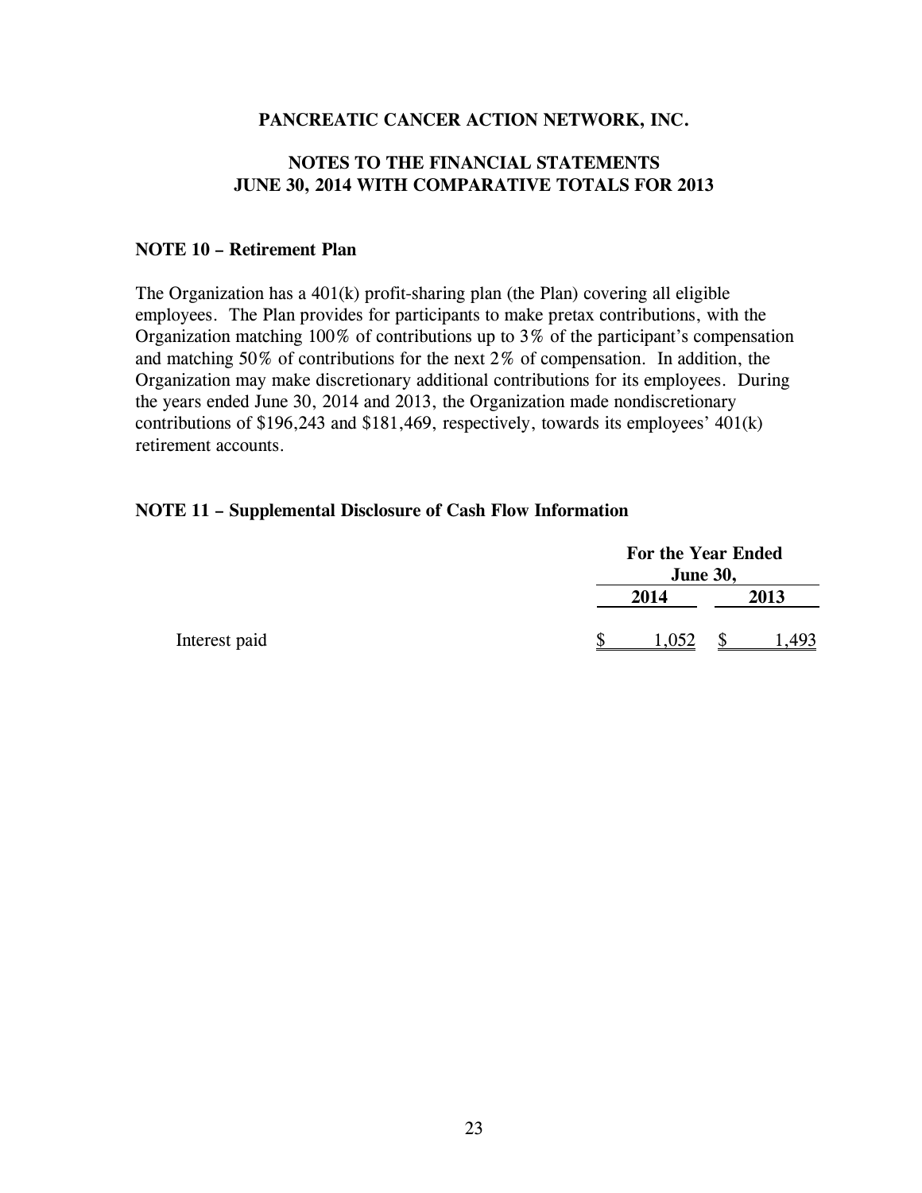**PANCREATIC CANCER ACTION NETWORK, INC.**

**NOTES TO THE FINANCIAL STATEMENTS**
**JUNE 30, 2014 WITH COMPARATIVE TOTALS FOR 2013**

**NOTE 10 – Retirement Plan**

The Organization has a 401(k) profit-sharing plan (the Plan) covering all eligible employees. The Plan provides for participants to make pretax contributions, with the Organization matching 100% of contributions up to 3% of the participant's compensation and matching 50% of contributions for the next 2% of compensation. In addition, the Organization may make discretionary additional contributions for its employees. During the years ended June 30, 2014 and 2013, the Organization made nondiscretionary contributions of $196,243 and $181,469, respectively, towards its employees' 401(k) retirement accounts.

**NOTE 11 – Supplemental Disclosure of Cash Flow Information**

| | For the Year Ended June 30, | |
|---|---|---|
| | **2014** | **2013** |
| Interest paid | $ 1,052 | $ 1,493 |